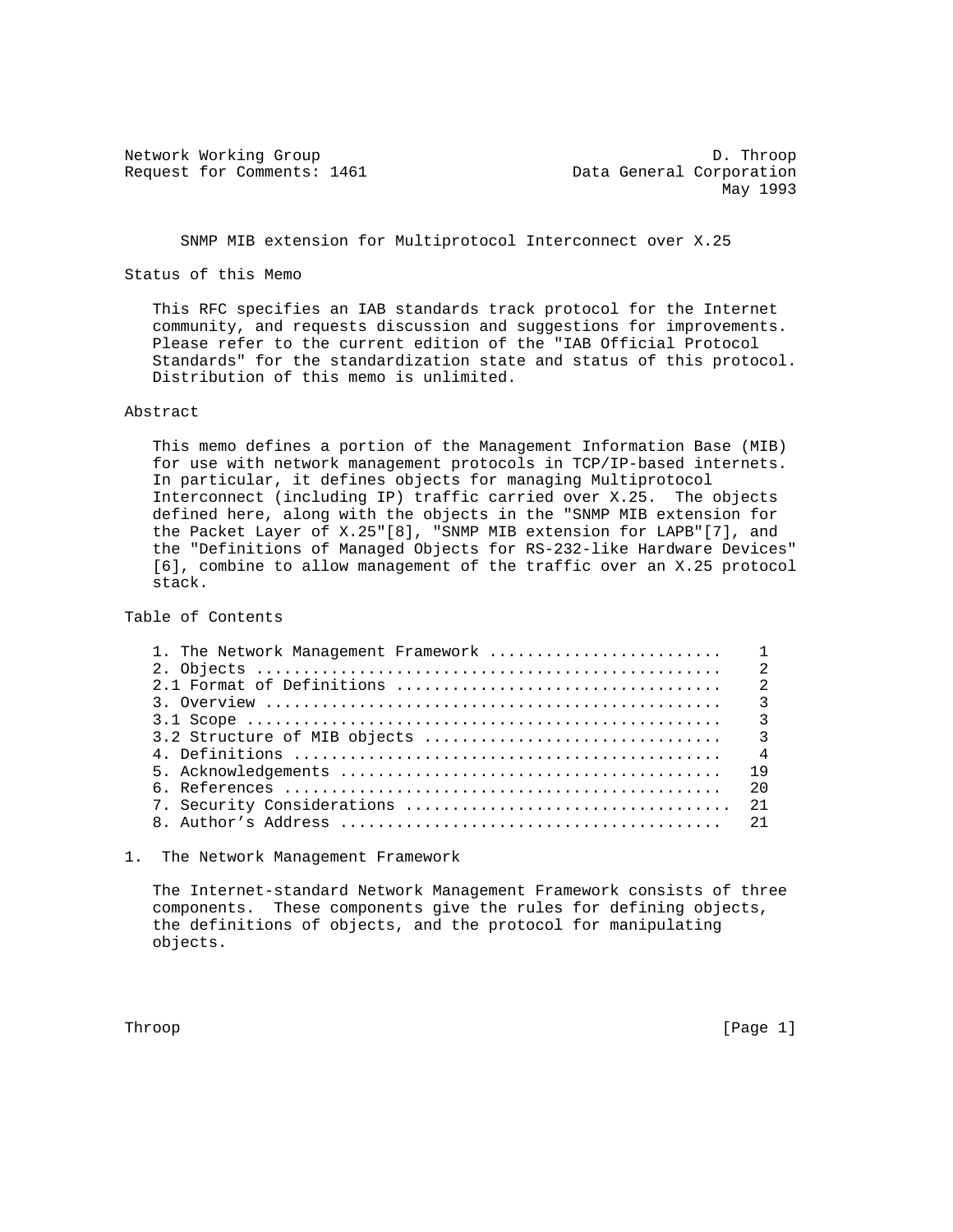Network Working Group D. Throop
Request for Comments: 1461 Data General Corporation
May 1993

# SNMP MIB extension for Multiprotocol Interconnect over X.25

## Status of this Memo

This RFC specifies an IAB standards track protocol for the Internet community, and requests discussion and suggestions for improvements. Please refer to the current edition of the "IAB Official Protocol Standards" for the standardization state and status of this protocol. Distribution of this memo is unlimited.

## Abstract

This memo defines a portion of the Management Information Base (MIB) for use with network management protocols in TCP/IP-based internets. In particular, it defines objects for managing Multiprotocol Interconnect (including IP) traffic carried over X.25. The objects defined here, along with the objects in the "SNMP MIB extension for the Packet Layer of X.25"[8], "SNMP MIB extension for LAPB"[7], and the "Definitions of Managed Objects for RS-232-like Hardware Devices" [6], combine to allow management of the traffic over an X.25 protocol stack.

## Table of Contents

```
1. The Network Management Framework .........................   1
2. Objects ..................................................   2
2.1 Format of Definitions ...................................   2
3. Overview .................................................   3
3.1 Scope ...................................................   3
3.2 Structure of MIB objects ................................   3
4. Definitions ..............................................   4
5. Acknowledgements ........................................   19
6. References ..............................................   20
7. Security Considerations .................................   21
8. Author's Address ........................................   21
```

## 1. The Network Management Framework

The Internet-standard Network Management Framework consists of three components. These components give the rules for defining objects, the definitions of objects, and the protocol for manipulating objects.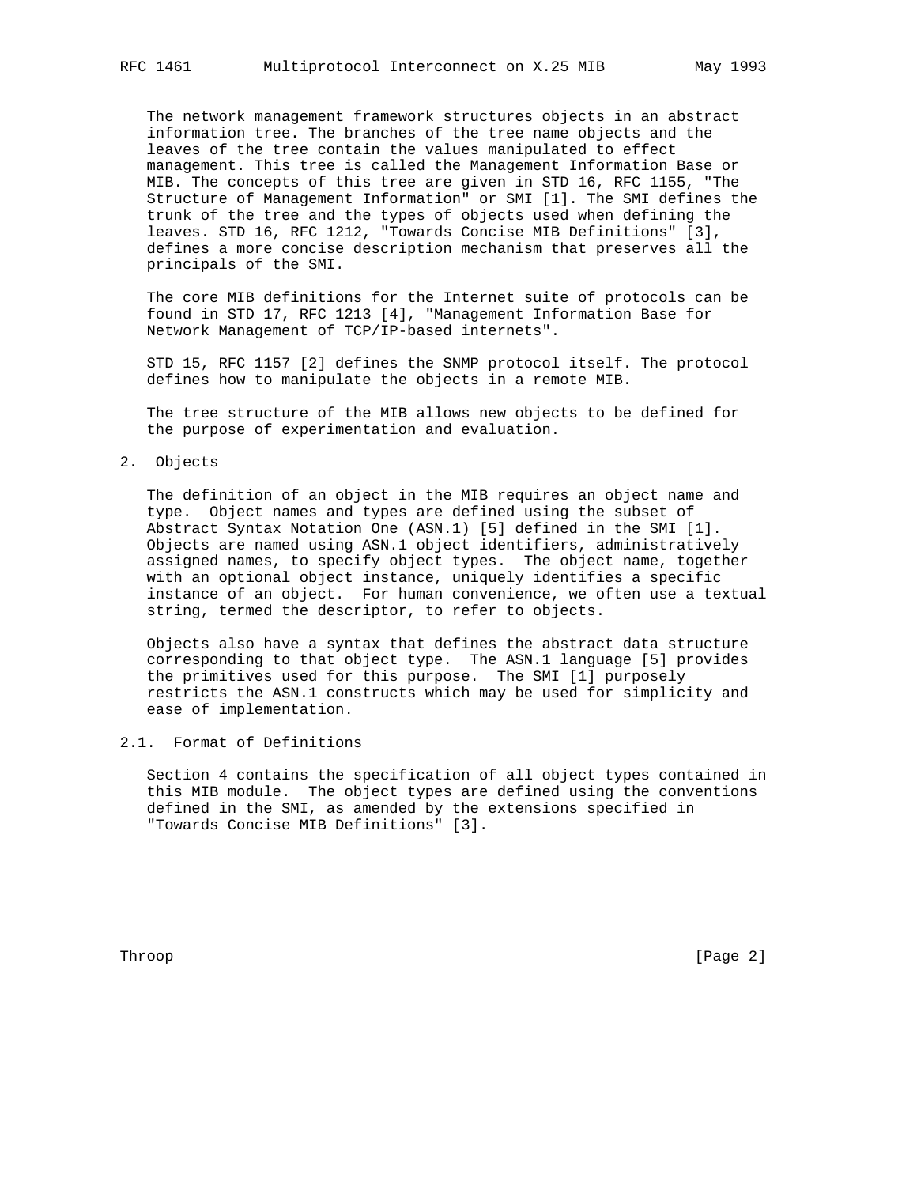The network management framework structures objects in an abstract information tree. The branches of the tree name objects and the leaves of the tree contain the values manipulated to effect management. This tree is called the Management Information Base or MIB. The concepts of this tree are given in STD 16, RFC 1155, "The Structure of Management Information" or SMI [1]. The SMI defines the trunk of the tree and the types of objects used when defining the leaves. STD 16, RFC 1212, "Towards Concise MIB Definitions" [3], defines a more concise description mechanism that preserves all the principals of the SMI.

The core MIB definitions for the Internet suite of protocols can be found in STD 17, RFC 1213 [4], "Management Information Base for Network Management of TCP/IP-based internets".

STD 15, RFC 1157 [2] defines the SNMP protocol itself. The protocol defines how to manipulate the objects in a remote MIB.

The tree structure of the MIB allows new objects to be defined for the purpose of experimentation and evaluation.

## 2. Objects

The definition of an object in the MIB requires an object name and type. Object names and types are defined using the subset of Abstract Syntax Notation One (ASN.1) [5] defined in the SMI [1]. Objects are named using ASN.1 object identifiers, administratively assigned names, to specify object types. The object name, together with an optional object instance, uniquely identifies a specific instance of an object. For human convenience, we often use a textual string, termed the descriptor, to refer to objects.

Objects also have a syntax that defines the abstract data structure corresponding to that object type. The ASN.1 language [5] provides the primitives used for this purpose. The SMI [1] purposely restricts the ASN.1 constructs which may be used for simplicity and ease of implementation.

### 2.1. Format of Definitions

Section 4 contains the specification of all object types contained in this MIB module. The object types are defined using the conventions defined in the SMI, as amended by the extensions specified in "Towards Concise MIB Definitions" [3].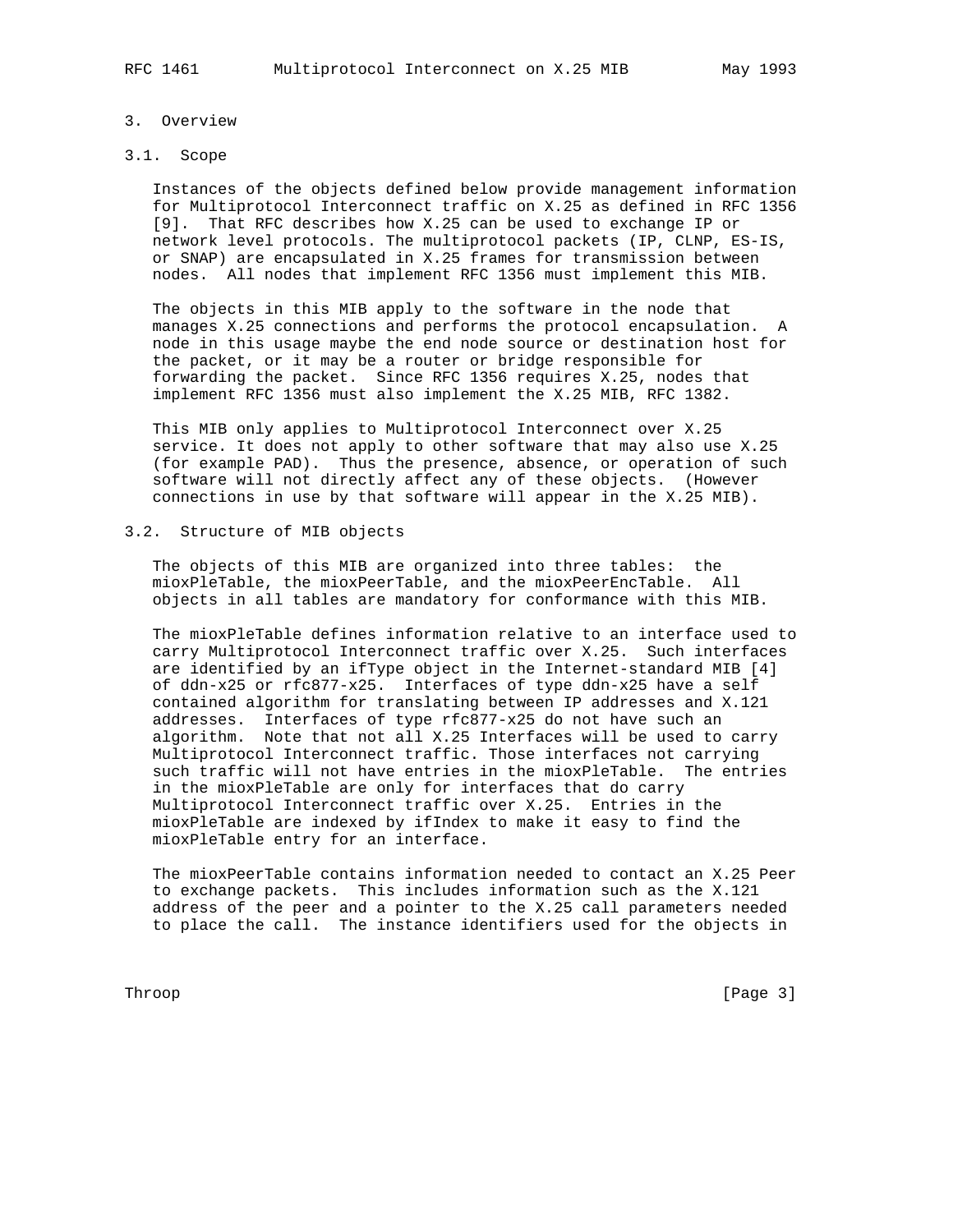## 3. Overview

### 3.1. Scope

Instances of the objects defined below provide management information for Multiprotocol Interconnect traffic on X.25 as defined in RFC 1356 [9]. That RFC describes how X.25 can be used to exchange IP or network level protocols. The multiprotocol packets (IP, CLNP, ES-IS, or SNAP) are encapsulated in X.25 frames for transmission between nodes. All nodes that implement RFC 1356 must implement this MIB.

The objects in this MIB apply to the software in the node that manages X.25 connections and performs the protocol encapsulation. A node in this usage maybe the end node source or destination host for the packet, or it may be a router or bridge responsible for forwarding the packet. Since RFC 1356 requires X.25, nodes that implement RFC 1356 must also implement the X.25 MIB, RFC 1382.

This MIB only applies to Multiprotocol Interconnect over X.25 service. It does not apply to other software that may also use X.25 (for example PAD). Thus the presence, absence, or operation of such software will not directly affect any of these objects. (However connections in use by that software will appear in the X.25 MIB).

### 3.2. Structure of MIB objects

The objects of this MIB are organized into three tables: the mioxPleTable, the mioxPeerTable, and the mioxPeerEncTable. All objects in all tables are mandatory for conformance with this MIB.

The mioxPleTable defines information relative to an interface used to carry Multiprotocol Interconnect traffic over X.25. Such interfaces are identified by an ifType object in the Internet-standard MIB [4] of ddn-x25 or rfc877-x25. Interfaces of type ddn-x25 have a self contained algorithm for translating between IP addresses and X.121 addresses. Interfaces of type rfc877-x25 do not have such an algorithm. Note that not all X.25 Interfaces will be used to carry Multiprotocol Interconnect traffic. Those interfaces not carrying such traffic will not have entries in the mioxPleTable. The entries in the mioxPleTable are only for interfaces that do carry Multiprotocol Interconnect traffic over X.25. Entries in the mioxPleTable are indexed by ifIndex to make it easy to find the mioxPleTable entry for an interface.

The mioxPeerTable contains information needed to contact an X.25 Peer to exchange packets. This includes information such as the X.121 address of the peer and a pointer to the X.25 call parameters needed to place the call. The instance identifiers used for the objects in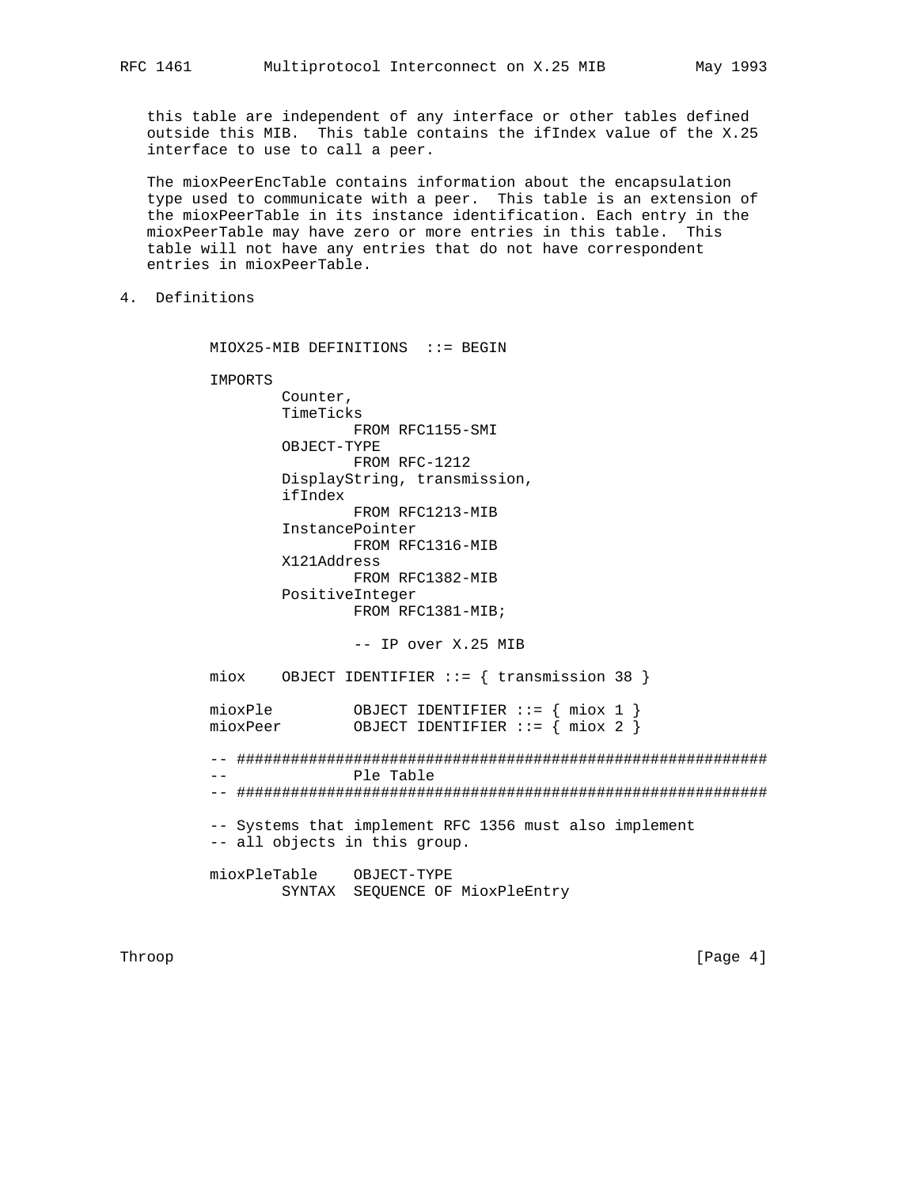this table are independent of any interface or other tables defined outside this MIB. This table contains the ifIndex value of the X.25 interface to use to call a peer.

The mioxPeerEncTable contains information about the encapsulation type used to communicate with a peer. This table is an extension of the mioxPeerTable in its instance identification. Each entry in the mioxPeerTable may have zero or more entries in this table. This table will not have any entries that do not have correspondent entries in mioxPeerTable.

## 4. Definitions

```
MIOX25-MIB DEFINITIONS  ::= BEGIN

IMPORTS
        Counter,
        TimeTicks
                FROM RFC1155-SMI
        OBJECT-TYPE
                FROM RFC-1212
        DisplayString, transmission,
        ifIndex
                FROM RFC1213-MIB
        InstancePointer
                FROM RFC1316-MIB
        X121Address
                FROM RFC1382-MIB
        PositiveInteger
                FROM RFC1381-MIB;

                -- IP over X.25 MIB

miox    OBJECT IDENTIFIER ::= { transmission 38 }

mioxPle         OBJECT IDENTIFIER ::= { miox 1 }
mioxPeer        OBJECT IDENTIFIER ::= { miox 2 }

-- ###########################################################
--              Ple Table
-- ###########################################################

-- Systems that implement RFC 1356 must also implement
-- all objects in this group.

mioxPleTable    OBJECT-TYPE
        SYNTAX  SEQUENCE OF MioxPleEntry
```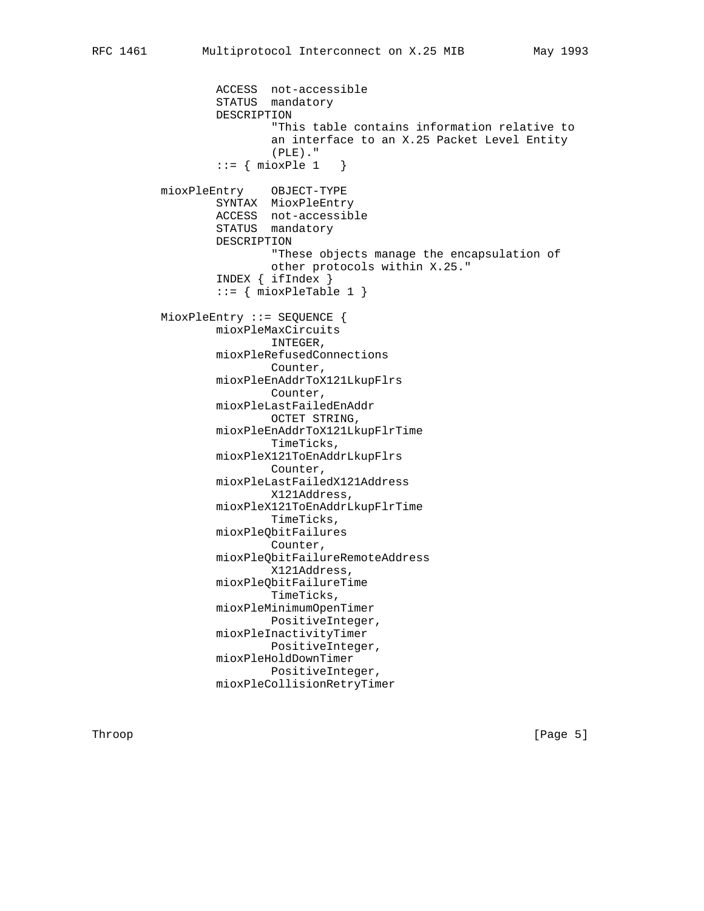```
             ACCESS  not-accessible
             STATUS  mandatory
             DESCRIPTION
                     "This table contains information relative to
                     an interface to an X.25 Packet Level Entity
                     (PLE)."
             ::= { mioxPle 1   }

         mioxPleEntry    OBJECT-TYPE
             SYNTAX  MioxPleEntry
             ACCESS  not-accessible
             STATUS  mandatory
             DESCRIPTION
                     "These objects manage the encapsulation of
                     other protocols within X.25."
             INDEX { ifIndex }
             ::= { mioxPleTable 1 }

         MioxPleEntry ::= SEQUENCE {
             mioxPleMaxCircuits
                     INTEGER,
             mioxPleRefusedConnections
                     Counter,
             mioxPleEnAddrToX121LkupFlrs
                     Counter,
             mioxPleLastFailedEnAddr
                     OCTET STRING,
             mioxPleEnAddrToX121LkupFlrTime
                     TimeTicks,
             mioxPleX121ToEnAddrLkupFlrs
                     Counter,
             mioxPleLastFailedX121Address
                     X121Address,
             mioxPleX121ToEnAddrLkupFlrTime
                     TimeTicks,
             mioxPleQbitFailures
                     Counter,
             mioxPleQbitFailureRemoteAddress
                     X121Address,
             mioxPleQbitFailureTime
                     TimeTicks,
             mioxPleMinimumOpenTimer
                     PositiveInteger,
             mioxPleInactivityTimer
                     PositiveInteger,
             mioxPleHoldDownTimer
                     PositiveInteger,
             mioxPleCollisionRetryTimer
```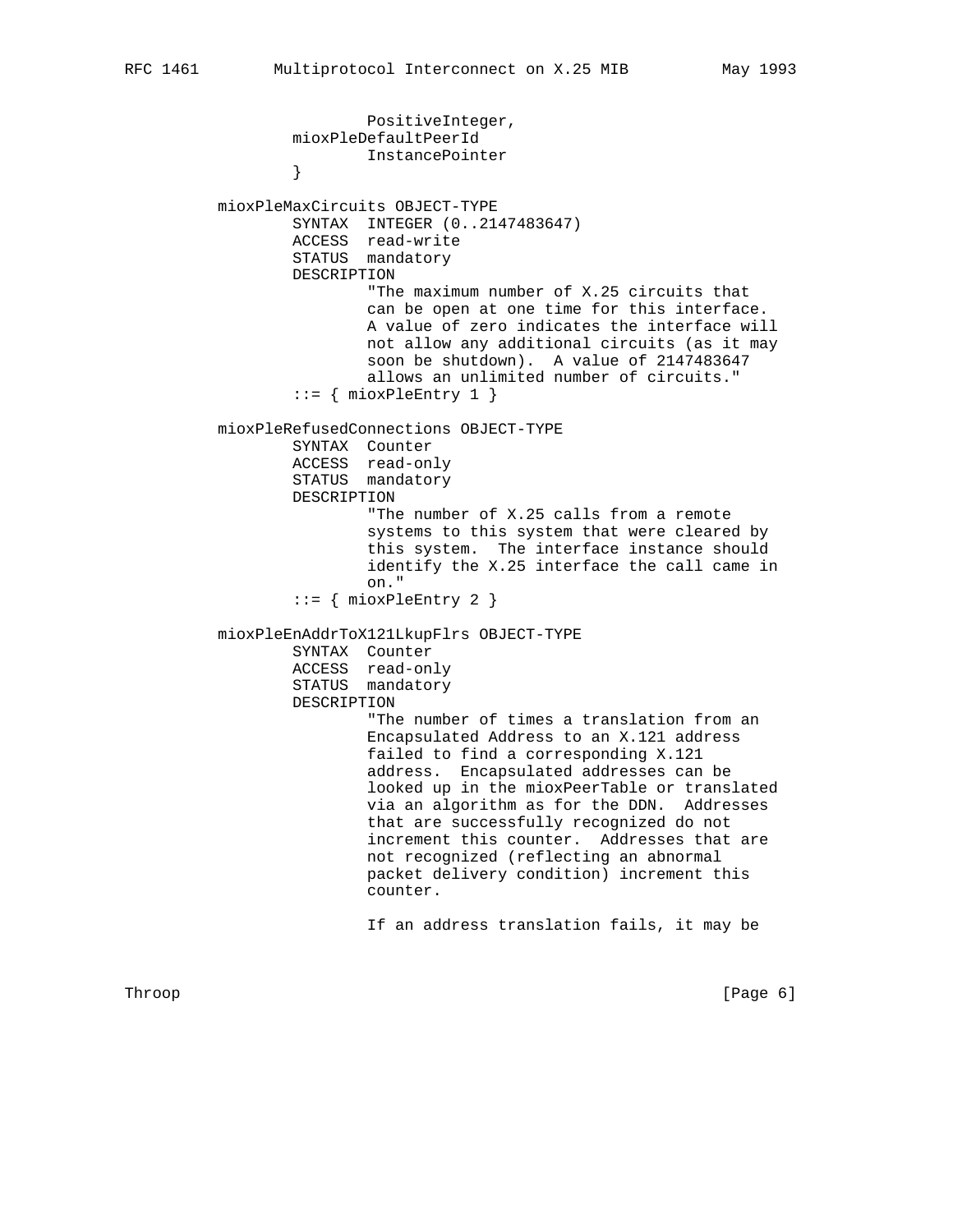```
                       PositiveInteger,
               mioxPleDefaultPeerId
                       InstancePointer
               }

       mioxPleMaxCircuits OBJECT-TYPE
               SYNTAX  INTEGER (0..2147483647)
               ACCESS  read-write
               STATUS  mandatory
               DESCRIPTION
                       "The maximum number of X.25 circuits that
                       can be open at one time for this interface.
                       A value of zero indicates the interface will
                       not allow any additional circuits (as it may
                       soon be shutdown).  A value of 2147483647
                       allows an unlimited number of circuits."
               ::= { mioxPleEntry 1 }

       mioxPleRefusedConnections OBJECT-TYPE
               SYNTAX  Counter
               ACCESS  read-only
               STATUS  mandatory
               DESCRIPTION
                       "The number of X.25 calls from a remote
                       systems to this system that were cleared by
                       this system.  The interface instance should
                       identify the X.25 interface the call came in
                       on."
               ::= { mioxPleEntry 2 }

       mioxPleEnAddrToX121LkupFlrs OBJECT-TYPE
               SYNTAX  Counter
               ACCESS  read-only
               STATUS  mandatory
               DESCRIPTION
                       "The number of times a translation from an
                       Encapsulated Address to an X.121 address
                       failed to find a corresponding X.121
                       address.  Encapsulated addresses can be
                       looked up in the mioxPeerTable or translated
                       via an algorithm as for the DDN.  Addresses
                       that are successfully recognized do not
                       increment this counter.  Addresses that are
                       not recognized (reflecting an abnormal
                       packet delivery condition) increment this
                       counter.

                       If an address translation fails, it may be
```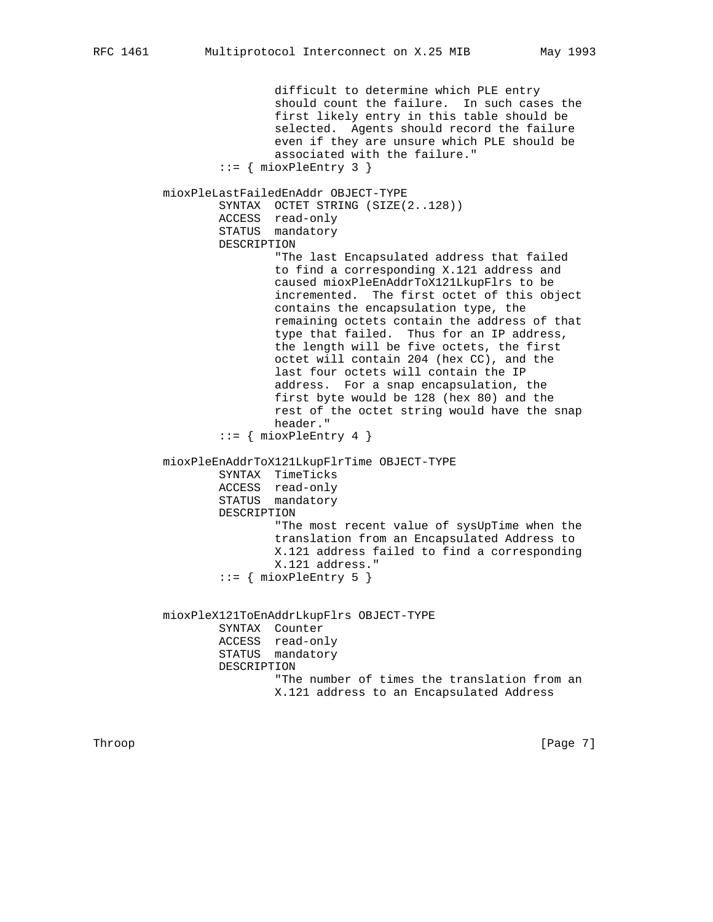```
                      difficult to determine which PLE entry
                      should count the failure.  In such cases the
                      first likely entry in this table should be
                      selected.  Agents should record the failure
                      even if they are unsure which PLE should be
                      associated with the failure."
              ::= { mioxPleEntry 3 }

          mioxPleLastFailedEnAddr OBJECT-TYPE
              SYNTAX  OCTET STRING (SIZE(2..128))
              ACCESS  read-only
              STATUS  mandatory
              DESCRIPTION
                      "The last Encapsulated address that failed
                      to find a corresponding X.121 address and
                      caused mioxPleEnAddrToX121LkupFlrs to be
                      incremented.  The first octet of this object
                      contains the encapsulation type, the
                      remaining octets contain the address of that
                      type that failed.  Thus for an IP address,
                      the length will be five octets, the first
                      octet will contain 204 (hex CC), and the
                      last four octets will contain the IP
                      address.  For a snap encapsulation, the
                      first byte would be 128 (hex 80) and the
                      rest of the octet string would have the snap
                      header."
              ::= { mioxPleEntry 4 }

          mioxPleEnAddrToX121LkupFlrTime OBJECT-TYPE
              SYNTAX  TimeTicks
              ACCESS  read-only
              STATUS  mandatory
              DESCRIPTION
                      "The most recent value of sysUpTime when the
                      translation from an Encapsulated Address to
                      X.121 address failed to find a corresponding
                      X.121 address."
              ::= { mioxPleEntry 5 }


          mioxPleX121ToEnAddrLkupFlrs OBJECT-TYPE
              SYNTAX  Counter
              ACCESS  read-only
              STATUS  mandatory
              DESCRIPTION
                      "The number of times the translation from an
                      X.121 address to an Encapsulated Address
```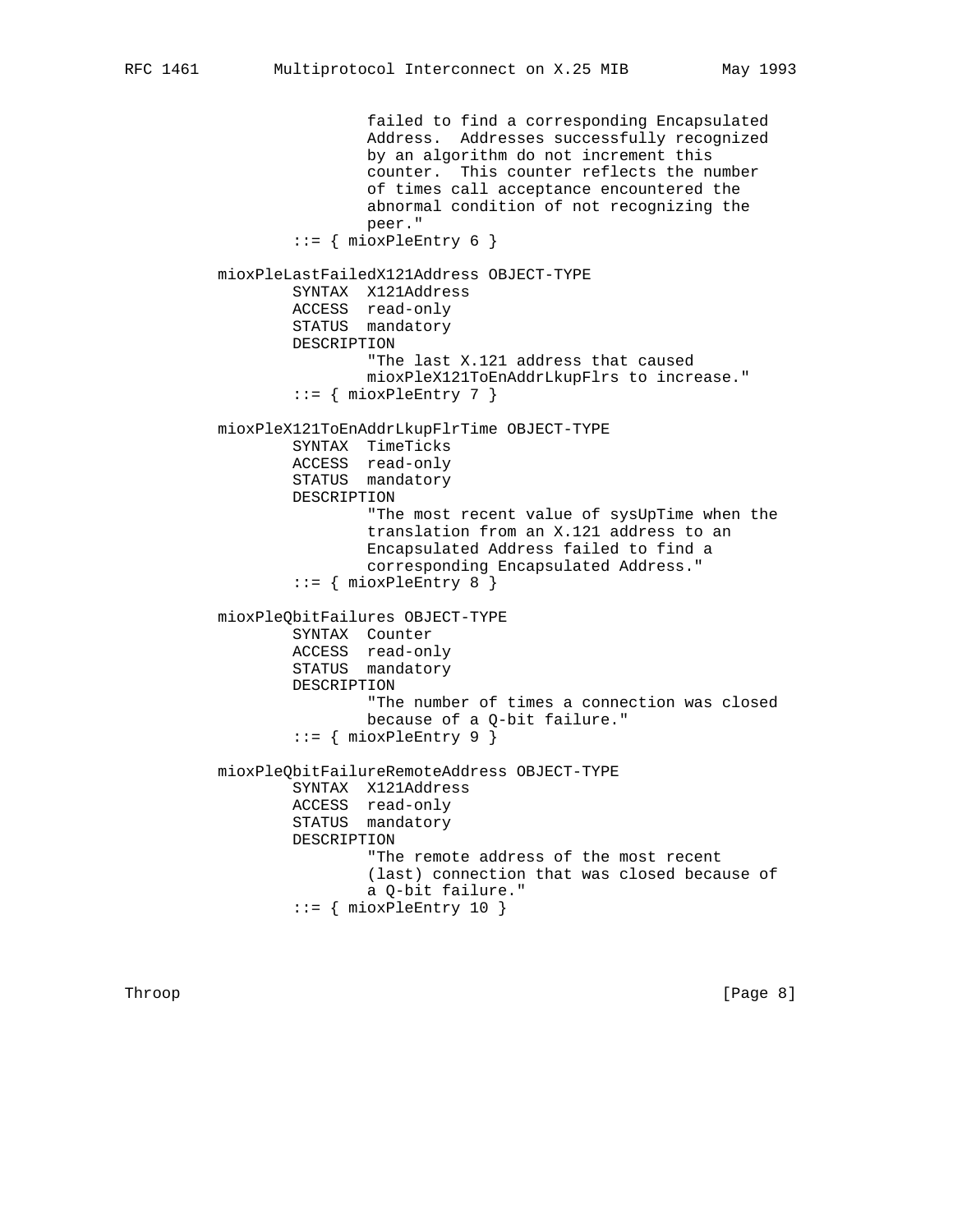```
                   failed to find a corresponding Encapsulated
                   Address.  Addresses successfully recognized
                   by an algorithm do not increment this
                   counter.  This counter reflects the number
                   of times call acceptance encountered the
                   abnormal condition of not recognizing the
                   peer."
           ::= { mioxPleEntry 6 }

   mioxPleLastFailedX121Address OBJECT-TYPE
           SYNTAX  X121Address
           ACCESS  read-only
           STATUS  mandatory
           DESCRIPTION
                   "The last X.121 address that caused
                   mioxPleX121ToEnAddrLkupFlrs to increase."
           ::= { mioxPleEntry 7 }

   mioxPleX121ToEnAddrLkupFlrTime OBJECT-TYPE
           SYNTAX  TimeTicks
           ACCESS  read-only
           STATUS  mandatory
           DESCRIPTION
                   "The most recent value of sysUpTime when the
                   translation from an X.121 address to an
                   Encapsulated Address failed to find a
                   corresponding Encapsulated Address."
           ::= { mioxPleEntry 8 }

   mioxPleQbitFailures OBJECT-TYPE
           SYNTAX  Counter
           ACCESS  read-only
           STATUS  mandatory
           DESCRIPTION
                   "The number of times a connection was closed
                   because of a Q-bit failure."
           ::= { mioxPleEntry 9 }

   mioxPleQbitFailureRemoteAddress OBJECT-TYPE
           SYNTAX  X121Address
           ACCESS  read-only
           STATUS  mandatory
           DESCRIPTION
                   "The remote address of the most recent
                   (last) connection that was closed because of
                   a Q-bit failure."
           ::= { mioxPleEntry 10 }
```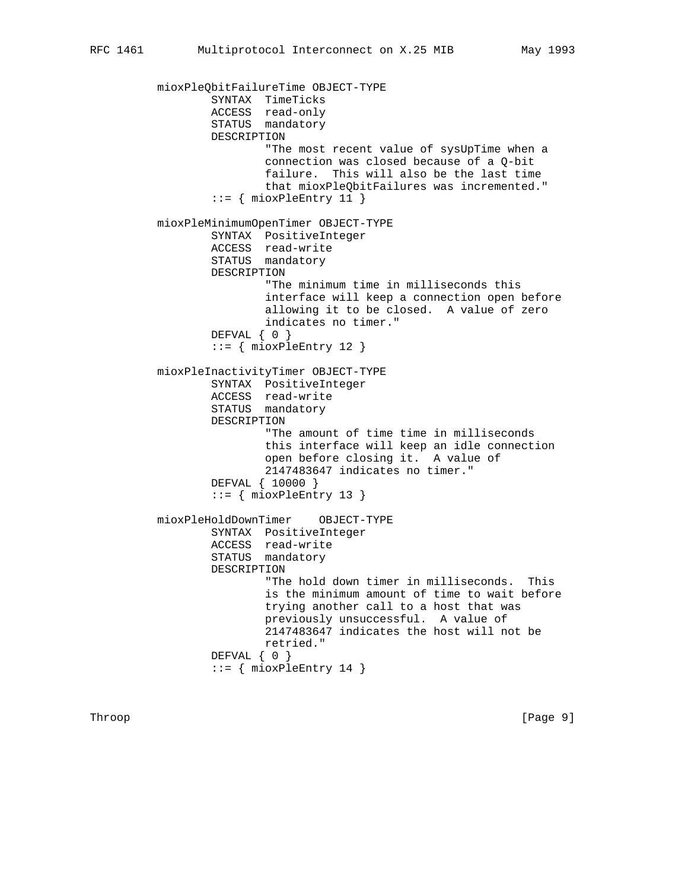```
mioxPleQbitFailureTime OBJECT-TYPE
        SYNTAX  TimeTicks
        ACCESS  read-only
        STATUS  mandatory
        DESCRIPTION
                "The most recent value of sysUpTime when a
                connection was closed because of a Q-bit
                failure.  This will also be the last time
                that mioxPleQbitFailures was incremented."
        ::= { mioxPleEntry 11 }

mioxPleMinimumOpenTimer OBJECT-TYPE
        SYNTAX  PositiveInteger
        ACCESS  read-write
        STATUS  mandatory
        DESCRIPTION
                "The minimum time in milliseconds this
                interface will keep a connection open before
                allowing it to be closed.  A value of zero
                indicates no timer."
        DEFVAL { 0 }
        ::= { mioxPleEntry 12 }

mioxPleInactivityTimer OBJECT-TYPE
        SYNTAX  PositiveInteger
        ACCESS  read-write
        STATUS  mandatory
        DESCRIPTION
                "The amount of time time in milliseconds
                this interface will keep an idle connection
                open before closing it.  A value of
                2147483647 indicates no timer."
        DEFVAL { 10000 }
        ::= { mioxPleEntry 13 }

mioxPleHoldDownTimer    OBJECT-TYPE
        SYNTAX  PositiveInteger
        ACCESS  read-write
        STATUS  mandatory
        DESCRIPTION
                "The hold down timer in milliseconds.  This
                is the minimum amount of time to wait before
                trying another call to a host that was
                previously unsuccessful.  A value of
                2147483647 indicates the host will not be
                retried."
        DEFVAL { 0 }
        ::= { mioxPleEntry 14 }
```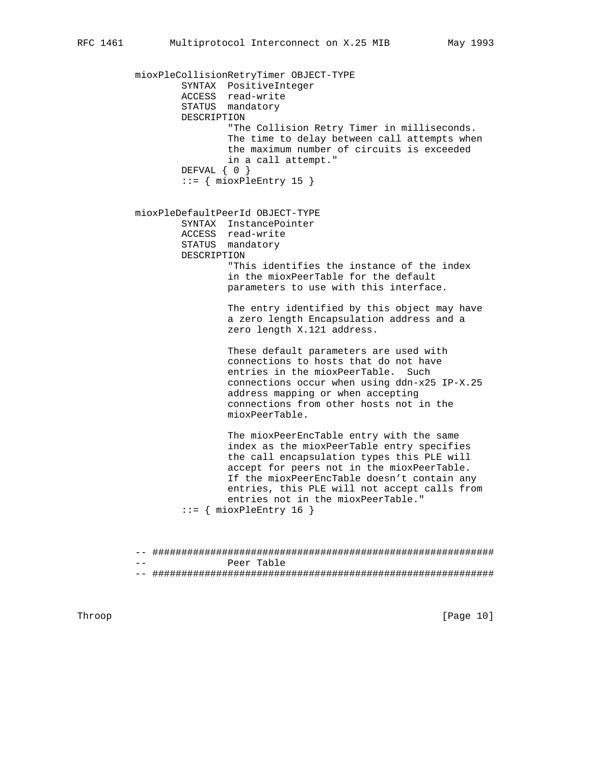```
          mioxPleCollisionRetryTimer OBJECT-TYPE
                  SYNTAX  PositiveInteger
                  ACCESS  read-write
                  STATUS  mandatory
                  DESCRIPTION
                          "The Collision Retry Timer in milliseconds.
                          The time to delay between call attempts when
                          the maximum number of circuits is exceeded
                          in a call attempt."
                  DEFVAL { 0 }
                  ::= { mioxPleEntry 15 }


          mioxPleDefaultPeerId OBJECT-TYPE
                  SYNTAX  InstancePointer
                  ACCESS  read-write
                  STATUS  mandatory
                  DESCRIPTION
                          "This identifies the instance of the index
                          in the mioxPeerTable for the default
                          parameters to use with this interface.

                          The entry identified by this object may have
                          a zero length Encapsulation address and a
                          zero length X.121 address.

                          These default parameters are used with
                          connections to hosts that do not have
                          entries in the mioxPeerTable.  Such
                          connections occur when using ddn-x25 IP-X.25
                          address mapping or when accepting
                          connections from other hosts not in the
                          mioxPeerTable.

                          The mioxPeerEncTable entry with the same
                          index as the mioxPeerTable entry specifies
                          the call encapsulation types this PLE will
                          accept for peers not in the mioxPeerTable.
                          If the mioxPeerEncTable doesn't contain any
                          entries, this PLE will not accept calls from
                          entries not in the mioxPeerTable."
                  ::= { mioxPleEntry 16 }



          -- ###########################################################
          --              Peer Table
          -- ###########################################################
```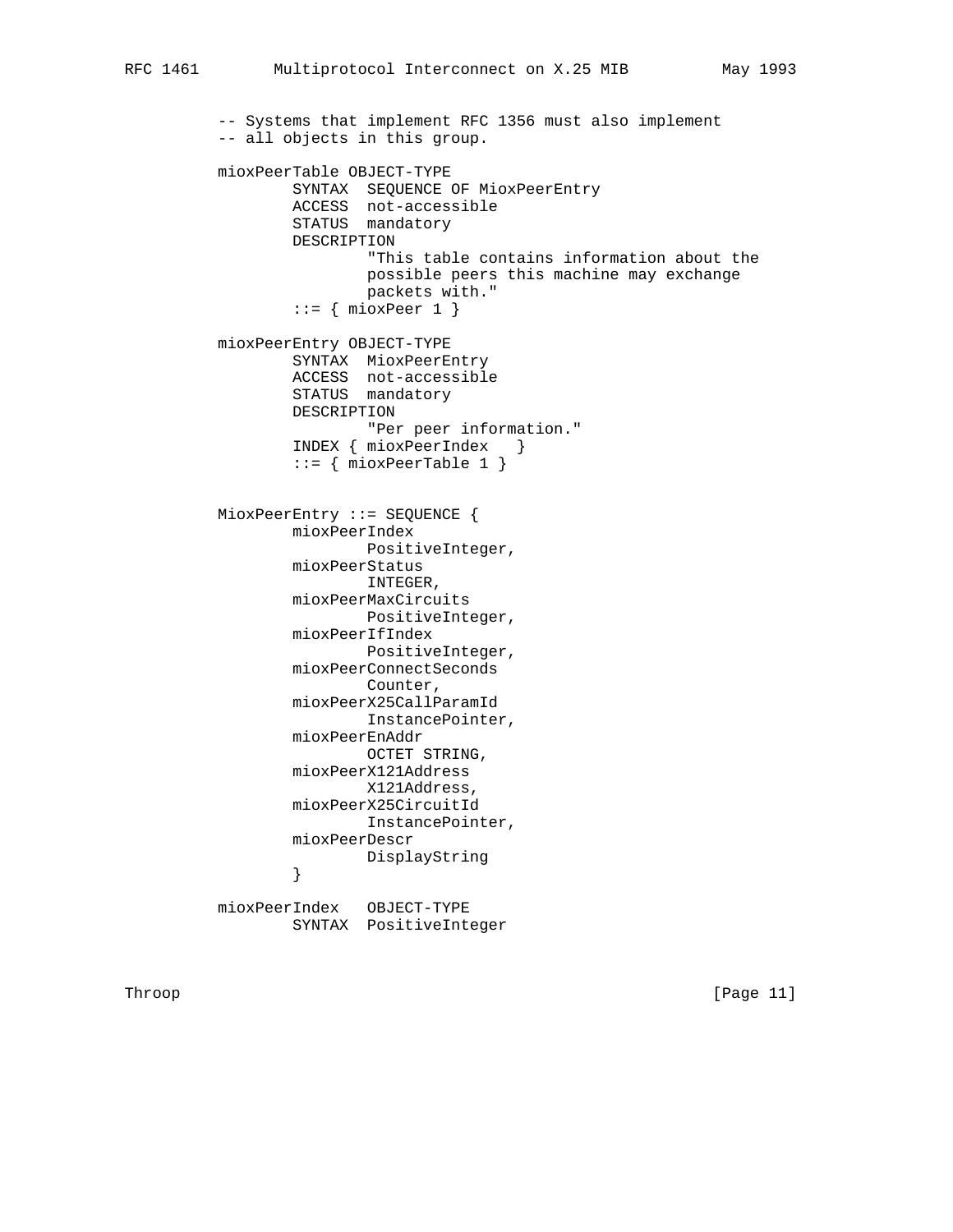```
          -- Systems that implement RFC 1356 must also implement
          -- all objects in this group.

          mioxPeerTable OBJECT-TYPE
                  SYNTAX  SEQUENCE OF MioxPeerEntry
                  ACCESS  not-accessible
                  STATUS  mandatory
                  DESCRIPTION
                          "This table contains information about the
                          possible peers this machine may exchange
                          packets with."
                  ::= { mioxPeer 1 }

          mioxPeerEntry OBJECT-TYPE
                  SYNTAX  MioxPeerEntry
                  ACCESS  not-accessible
                  STATUS  mandatory
                  DESCRIPTION
                          "Per peer information."
                  INDEX { mioxPeerIndex   }
                  ::= { mioxPeerTable 1 }


          MioxPeerEntry ::= SEQUENCE {
                  mioxPeerIndex
                          PositiveInteger,
                  mioxPeerStatus
                          INTEGER,
                  mioxPeerMaxCircuits
                          PositiveInteger,
                  mioxPeerIfIndex
                          PositiveInteger,
                  mioxPeerConnectSeconds
                          Counter,
                  mioxPeerX25CallParamId
                          InstancePointer,
                  mioxPeerEnAddr
                          OCTET STRING,
                  mioxPeerX121Address
                          X121Address,
                  mioxPeerX25CircuitId
                          InstancePointer,
                  mioxPeerDescr
                          DisplayString
                  }

          mioxPeerIndex   OBJECT-TYPE
                  SYNTAX  PositiveInteger
```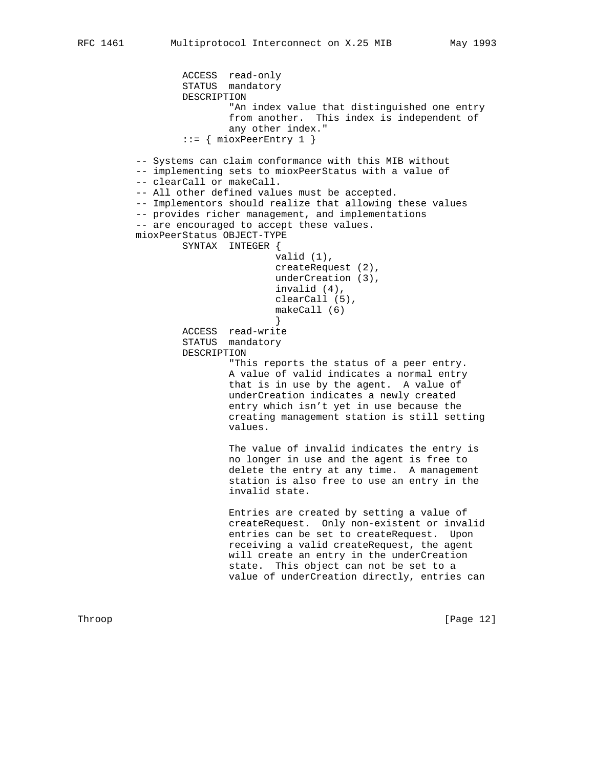```
        ACCESS  read-only
        STATUS  mandatory
        DESCRIPTION
                "An index value that distinguished one entry
                from another.  This index is independent of
                any other index."
        ::= { mioxPeerEntry 1 }

-- Systems can claim conformance with this MIB without
-- implementing sets to mioxPeerStatus with a value of
-- clearCall or makeCall.
-- All other defined values must be accepted.
-- Implementors should realize that allowing these values
-- provides richer management, and implementations
-- are encouraged to accept these values.
mioxPeerStatus OBJECT-TYPE
        SYNTAX  INTEGER {
                        valid (1),
                        createRequest (2),
                        underCreation (3),
                        invalid (4),
                        clearCall (5),
                        makeCall (6)
                        }
        ACCESS  read-write
        STATUS  mandatory
        DESCRIPTION
                "This reports the status of a peer entry.
                A value of valid indicates a normal entry
                that is in use by the agent.  A value of
                underCreation indicates a newly created
                entry which isn't yet in use because the
                creating management station is still setting
                values.

                The value of invalid indicates the entry is
                no longer in use and the agent is free to
                delete the entry at any time.  A management
                station is also free to use an entry in the
                invalid state.

                Entries are created by setting a value of
                createRequest.  Only non-existent or invalid
                entries can be set to createRequest.  Upon
                receiving a valid createRequest, the agent
                will create an entry in the underCreation
                state.  This object can not be set to a
                value of underCreation directly, entries can
```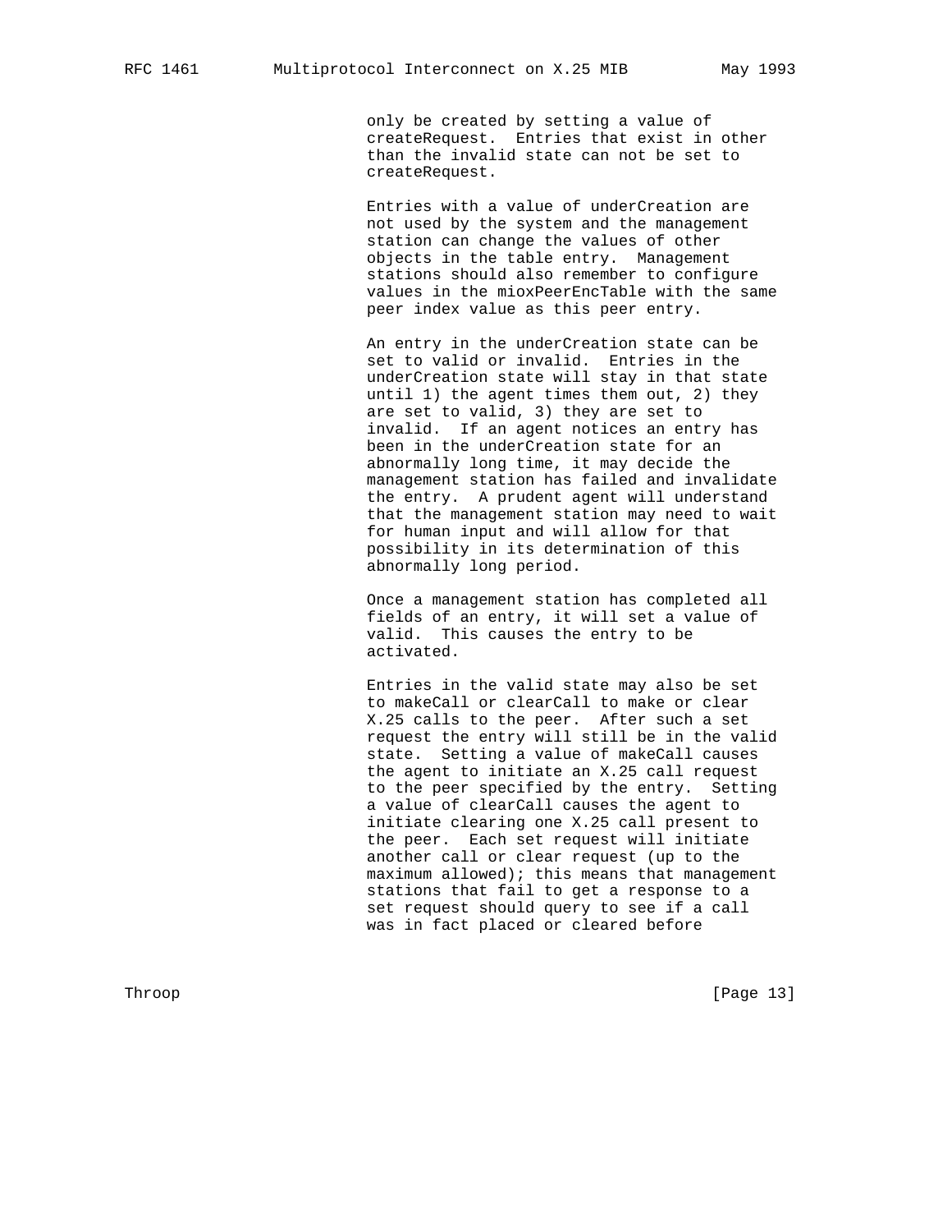only be created by setting a value of createRequest. Entries that exist in other than the invalid state can not be set to createRequest.

Entries with a value of underCreation are not used by the system and the management station can change the values of other objects in the table entry. Management stations should also remember to configure values in the mioxPeerEncTable with the same peer index value as this peer entry.

An entry in the underCreation state can be set to valid or invalid. Entries in the underCreation state will stay in that state until 1) the agent times them out, 2) they are set to valid, 3) they are set to invalid. If an agent notices an entry has been in the underCreation state for an abnormally long time, it may decide the management station has failed and invalidate the entry. A prudent agent will understand that the management station may need to wait for human input and will allow for that possibility in its determination of this abnormally long period.

Once a management station has completed all fields of an entry, it will set a value of valid. This causes the entry to be activated.

Entries in the valid state may also be set to makeCall or clearCall to make or clear X.25 calls to the peer. After such a set request the entry will still be in the valid state. Setting a value of makeCall causes the agent to initiate an X.25 call request to the peer specified by the entry. Setting a value of clearCall causes the agent to initiate clearing one X.25 call present to the peer. Each set request will initiate another call or clear request (up to the maximum allowed); this means that management stations that fail to get a response to a set request should query to see if a call was in fact placed or cleared before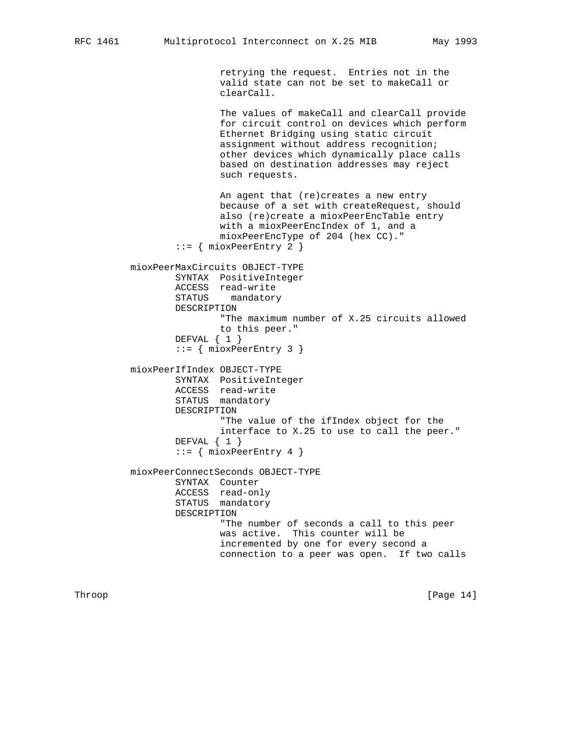```
                       retrying the request.  Entries not in the
                       valid state can not be set to makeCall or
                       clearCall.

                       The values of makeCall and clearCall provide
                       for circuit control on devices which perform
                       Ethernet Bridging using static circuit
                       assignment without address recognition;
                       other devices which dynamically place calls
                       based on destination addresses may reject
                       such requests.

                       An agent that (re)creates a new entry
                       because of a set with createRequest, should
                       also (re)create a mioxPeerEncTable entry
                       with a mioxPeerEncIndex of 1, and a
                       mioxPeerEncType of 204 (hex CC)."
               ::= { mioxPeerEntry 2 }

       mioxPeerMaxCircuits OBJECT-TYPE
               SYNTAX  PositiveInteger
               ACCESS  read-write
               STATUS    mandatory
               DESCRIPTION
                       "The maximum number of X.25 circuits allowed
                       to this peer."
               DEFVAL { 1 }
               ::= { mioxPeerEntry 3 }

       mioxPeerIfIndex OBJECT-TYPE
               SYNTAX  PositiveInteger
               ACCESS  read-write
               STATUS  mandatory
               DESCRIPTION
                       "The value of the ifIndex object for the
                       interface to X.25 to use to call the peer."
               DEFVAL { 1 }
               ::= { mioxPeerEntry 4 }

       mioxPeerConnectSeconds OBJECT-TYPE
               SYNTAX  Counter
               ACCESS  read-only
               STATUS  mandatory
               DESCRIPTION
                       "The number of seconds a call to this peer
                       was active.  This counter will be
                       incremented by one for every second a
                       connection to a peer was open.  If two calls
```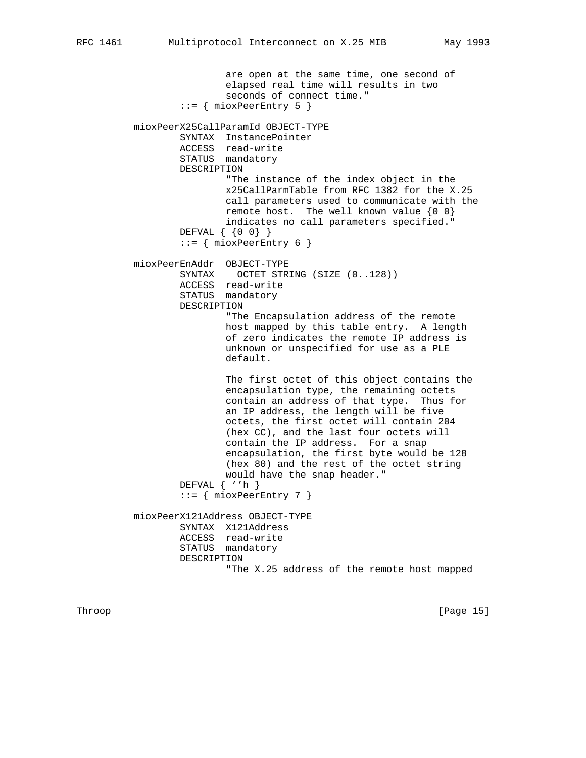```
                       are open at the same time, one second of
                       elapsed real time will results in two
                       seconds of connect time."
               ::= { mioxPeerEntry 5 }

       mioxPeerX25CallParamId OBJECT-TYPE
               SYNTAX  InstancePointer
               ACCESS  read-write
               STATUS  mandatory
               DESCRIPTION
                       "The instance of the index object in the
                       x25CallParmTable from RFC 1382 for the X.25
                       call parameters used to communicate with the
                       remote host.  The well known value {0 0}
                       indicates no call parameters specified."
               DEFVAL { {0 0} }
               ::= { mioxPeerEntry 6 }

       mioxPeerEnAddr  OBJECT-TYPE
               SYNTAX    OCTET STRING (SIZE (0..128))
               ACCESS  read-write
               STATUS  mandatory
               DESCRIPTION
                       "The Encapsulation address of the remote
                       host mapped by this table entry.  A length
                       of zero indicates the remote IP address is
                       unknown or unspecified for use as a PLE
                       default.

                       The first octet of this object contains the
                       encapsulation type, the remaining octets
                       contain an address of that type.  Thus for
                       an IP address, the length will be five
                       octets, the first octet will contain 204
                       (hex CC), and the last four octets will
                       contain the IP address.  For a snap
                       encapsulation, the first byte would be 128
                       (hex 80) and the rest of the octet string
                       would have the snap header."
               DEFVAL { ''h }
               ::= { mioxPeerEntry 7 }

       mioxPeerX121Address OBJECT-TYPE
               SYNTAX  X121Address
               ACCESS  read-write
               STATUS  mandatory
               DESCRIPTION
                       "The X.25 address of the remote host mapped
```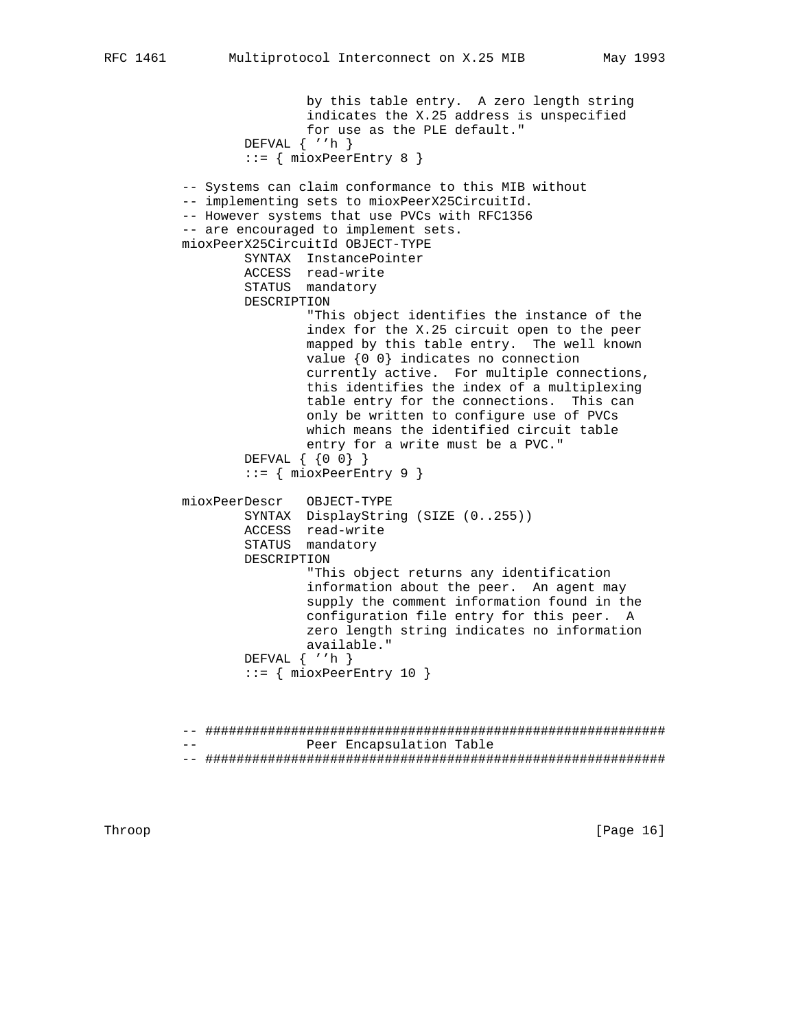```
                   by this table entry.  A zero length string
                   indicates the X.25 address is unspecified
                   for use as the PLE default."
           DEFVAL { ''h }
           ::= { mioxPeerEntry 8 }

   -- Systems can claim conformance to this MIB without
   -- implementing sets to mioxPeerX25CircuitId.
   -- However systems that use PVCs with RFC1356
   -- are encouraged to implement sets.
   mioxPeerX25CircuitId OBJECT-TYPE
           SYNTAX  InstancePointer
           ACCESS  read-write
           STATUS  mandatory
           DESCRIPTION
                   "This object identifies the instance of the
                   index for the X.25 circuit open to the peer
                   mapped by this table entry.  The well known
                   value {0 0} indicates no connection
                   currently active.  For multiple connections,
                   this identifies the index of a multiplexing
                   table entry for the connections.  This can
                   only be written to configure use of PVCs
                   which means the identified circuit table
                   entry for a write must be a PVC."
           DEFVAL { {0 0} }
           ::= { mioxPeerEntry 9 }

   mioxPeerDescr   OBJECT-TYPE
           SYNTAX  DisplayString (SIZE (0..255))
           ACCESS  read-write
           STATUS  mandatory
           DESCRIPTION
                   "This object returns any identification
                   information about the peer.  An agent may
                   supply the comment information found in the
                   configuration file entry for this peer.  A
                   zero length string indicates no information
                   available."
           DEFVAL { ''h }
           ::= { mioxPeerEntry 10 }



   -- ###########################################################
   --              Peer Encapsulation Table
   -- ###########################################################
```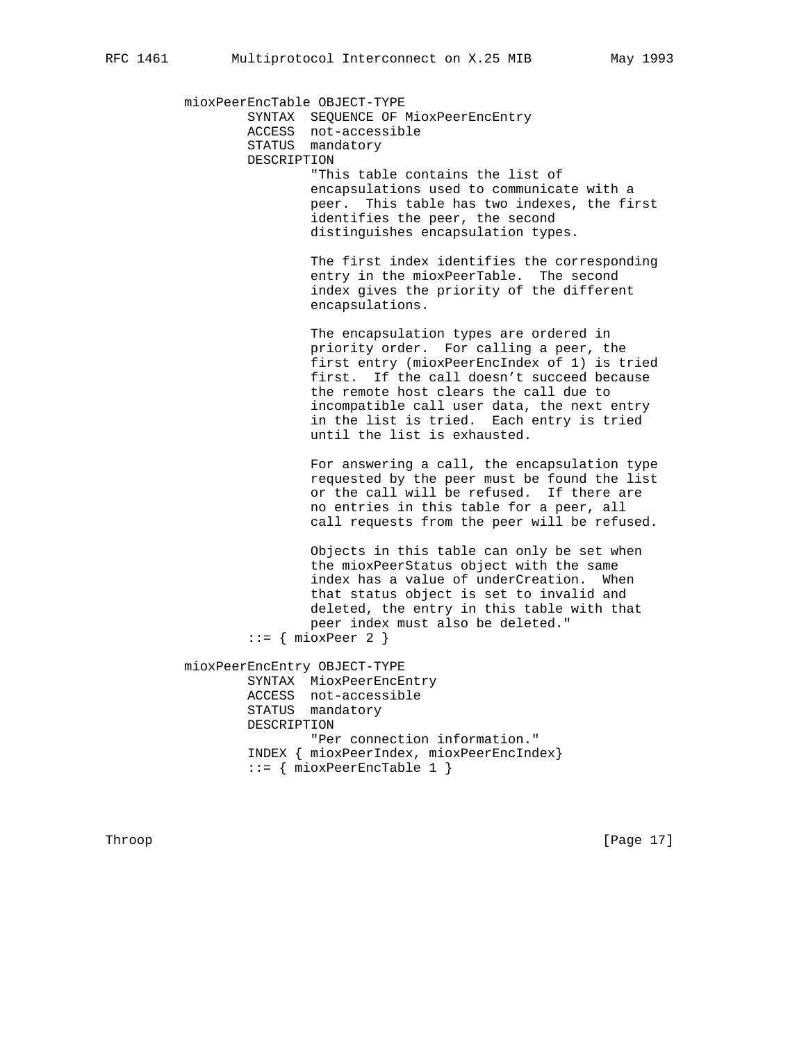```
          mioxPeerEncTable OBJECT-TYPE
                  SYNTAX  SEQUENCE OF MioxPeerEncEntry
                  ACCESS  not-accessible
                  STATUS  mandatory
                  DESCRIPTION
                          "This table contains the list of
                          encapsulations used to communicate with a
                          peer.  This table has two indexes, the first
                          identifies the peer, the second
                          distinguishes encapsulation types.

                          The first index identifies the corresponding
                          entry in the mioxPeerTable.  The second
                          index gives the priority of the different
                          encapsulations.

                          The encapsulation types are ordered in
                          priority order.  For calling a peer, the
                          first entry (mioxPeerEncIndex of 1) is tried
                          first.  If the call doesn't succeed because
                          the remote host clears the call due to
                          incompatible call user data, the next entry
                          in the list is tried.  Each entry is tried
                          until the list is exhausted.

                          For answering a call, the encapsulation type
                          requested by the peer must be found the list
                          or the call will be refused.  If there are
                          no entries in this table for a peer, all
                          call requests from the peer will be refused.

                          Objects in this table can only be set when
                          the mioxPeerStatus object with the same
                          index has a value of underCreation.  When
                          that status object is set to invalid and
                          deleted, the entry in this table with that
                          peer index must also be deleted."
                  ::= { mioxPeer 2 }

          mioxPeerEncEntry OBJECT-TYPE
                  SYNTAX  MioxPeerEncEntry
                  ACCESS  not-accessible
                  STATUS  mandatory
                  DESCRIPTION
                          "Per connection information."
                  INDEX { mioxPeerIndex, mioxPeerEncIndex}
                  ::= { mioxPeerEncTable 1 }
```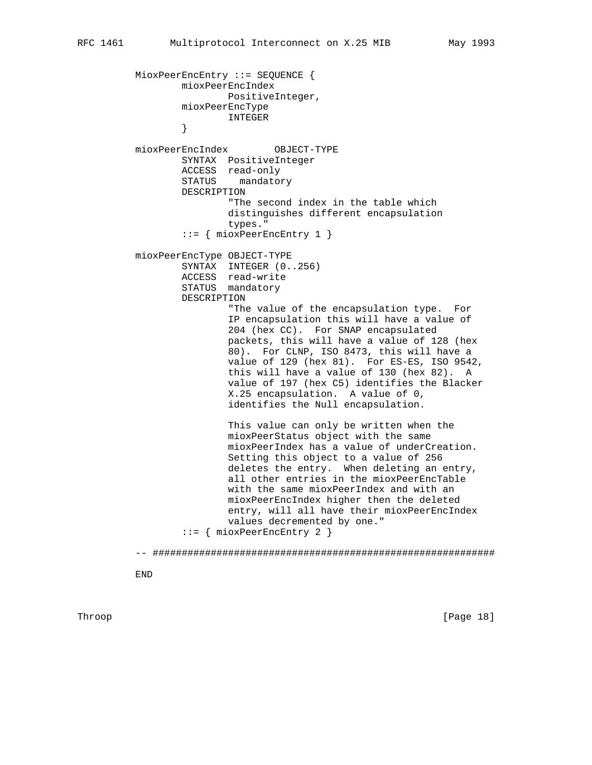```
MioxPeerEncEntry ::= SEQUENCE {
        mioxPeerEncIndex
                PositiveInteger,
        mioxPeerEncType
                INTEGER
        }

mioxPeerEncIndex        OBJECT-TYPE
        SYNTAX  PositiveInteger
        ACCESS  read-only
        STATUS    mandatory
        DESCRIPTION
                "The second index in the table which
                distinguishes different encapsulation
                types."
        ::= { mioxPeerEncEntry 1 }

mioxPeerEncType OBJECT-TYPE
        SYNTAX  INTEGER (0..256)
        ACCESS  read-write
        STATUS  mandatory
        DESCRIPTION
                "The value of the encapsulation type.  For
                IP encapsulation this will have a value of
                204 (hex CC).  For SNAP encapsulated
                packets, this will have a value of 128 (hex
                80).  For CLNP, ISO 8473, this will have a
                value of 129 (hex 81).  For ES-ES, ISO 9542,
                this will have a value of 130 (hex 82).  A
                value of 197 (hex C5) identifies the Blacker
                X.25 encapsulation.  A value of 0,
                identifies the Null encapsulation.

                This value can only be written when the
                mioxPeerStatus object with the same
                mioxPeerIndex has a value of underCreation.
                Setting this object to a value of 256
                deletes the entry.  When deleting an entry,
                all other entries in the mioxPeerEncTable
                with the same mioxPeerIndex and with an
                mioxPeerEncIndex higher then the deleted
                entry, will all have their mioxPeerEncIndex
                values decremented by one."
        ::= { mioxPeerEncEntry 2 }

-- ############################################################

END
```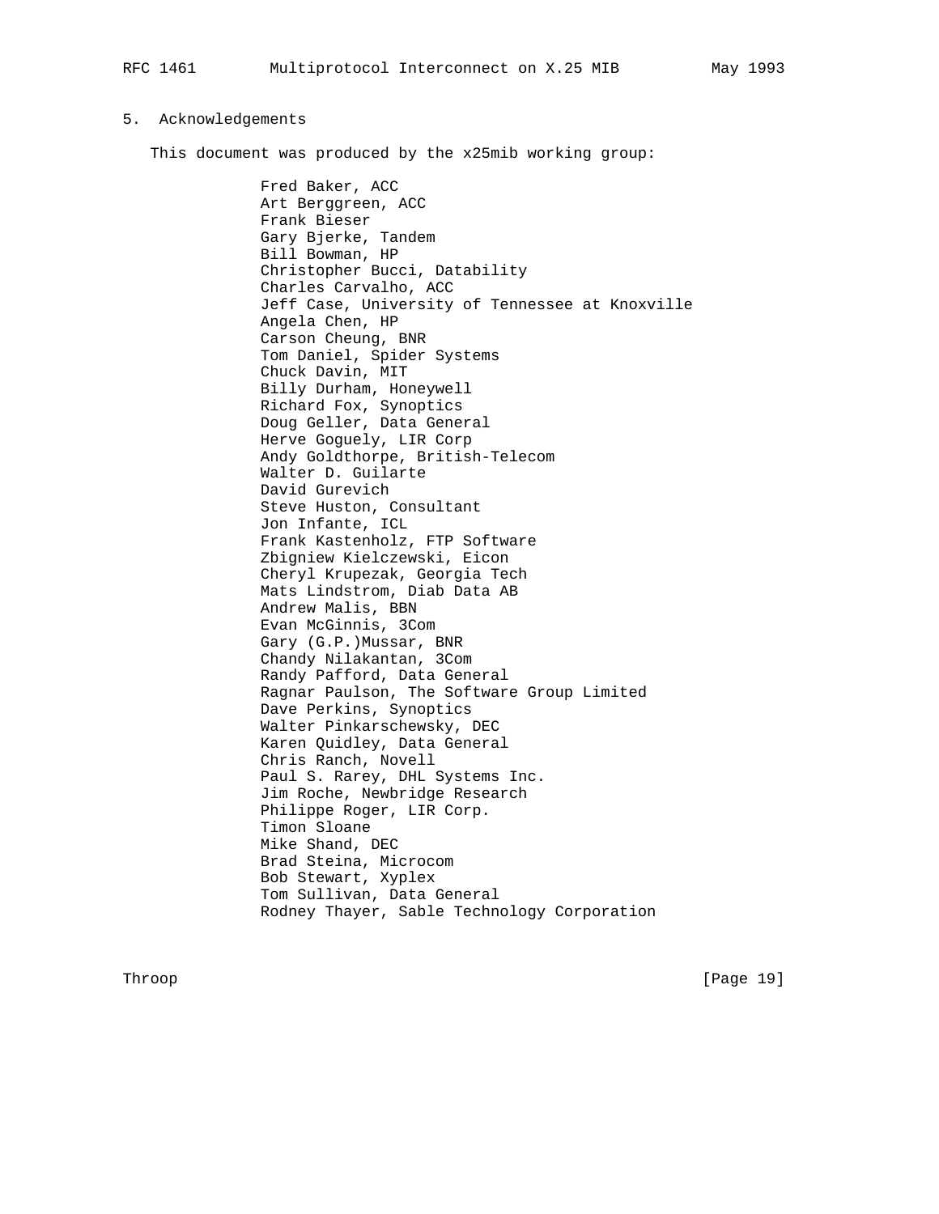## 5. Acknowledgements

This document was produced by the x25mib working group:

Fred Baker, ACC
Art Berggreen, ACC
Frank Bieser
Gary Bjerke, Tandem
Bill Bowman, HP
Christopher Bucci, Datability
Charles Carvalho, ACC
Jeff Case, University of Tennessee at Knoxville
Angela Chen, HP
Carson Cheung, BNR
Tom Daniel, Spider Systems
Chuck Davin, MIT
Billy Durham, Honeywell
Richard Fox, Synoptics
Doug Geller, Data General
Herve Goguely, LIR Corp
Andy Goldthorpe, British-Telecom
Walter D. Guilarte
David Gurevich
Steve Huston, Consultant
Jon Infante, ICL
Frank Kastenholz, FTP Software
Zbigniew Kielczewski, Eicon
Cheryl Krupezak, Georgia Tech
Mats Lindstrom, Diab Data AB
Andrew Malis, BBN
Evan McGinnis, 3Com
Gary (G.P.)Mussar, BNR
Chandy Nilakantan, 3Com
Randy Pafford, Data General
Ragnar Paulson, The Software Group Limited
Dave Perkins, Synoptics
Walter Pinkarschewsky, DEC
Karen Quidley, Data General
Chris Ranch, Novell
Paul S. Rarey, DHL Systems Inc.
Jim Roche, Newbridge Research
Philippe Roger, LIR Corp.
Timon Sloane
Mike Shand, DEC
Brad Steina, Microcom
Bob Stewart, Xyplex
Tom Sullivan, Data General
Rodney Thayer, Sable Technology Corporation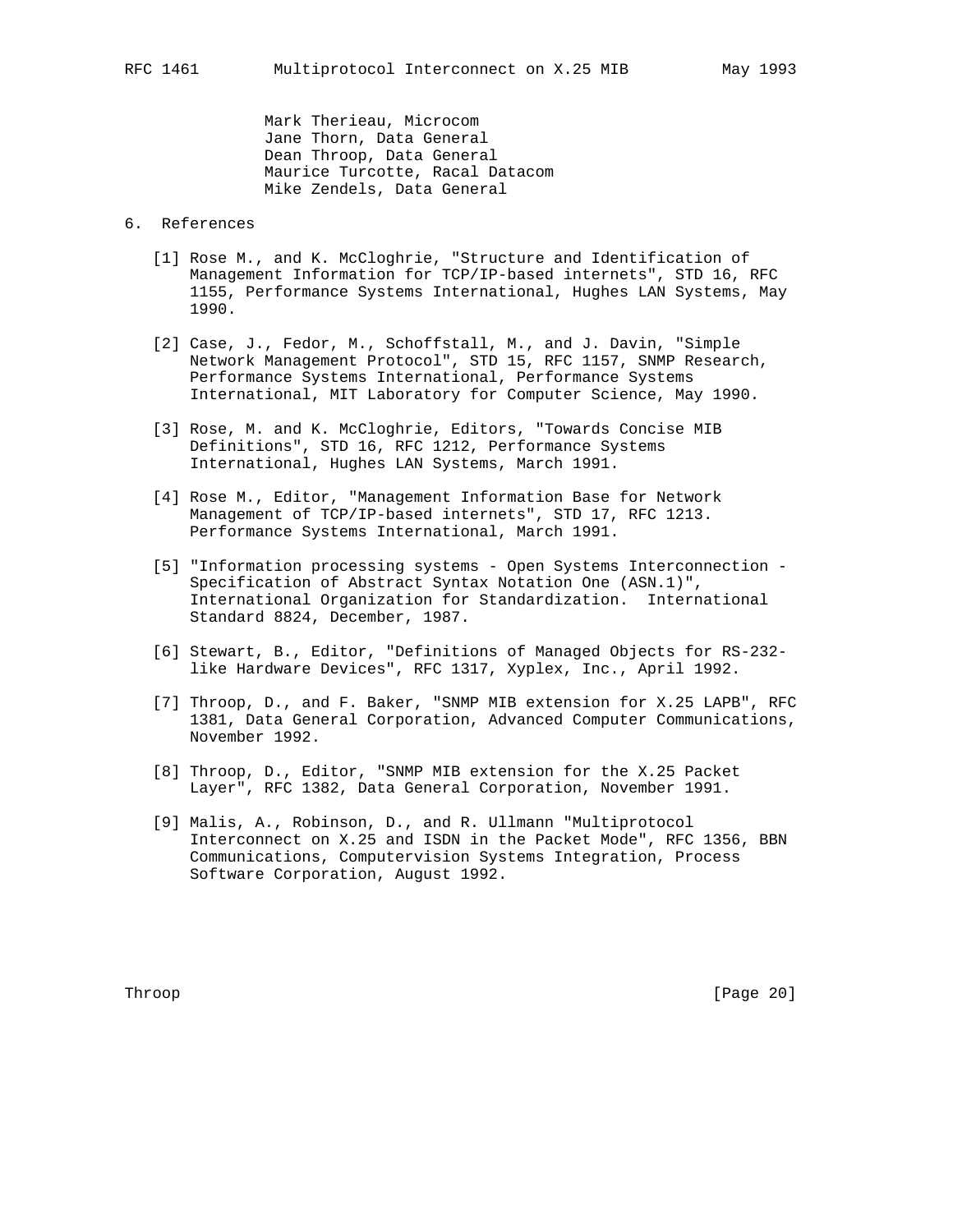Mark Therieau, Microcom
Jane Thorn, Data General
Dean Throop, Data General
Maurice Turcotte, Racal Datacom
Mike Zendels, Data General

## 6. References

[1] Rose M., and K. McCloghrie, "Structure and Identification of Management Information for TCP/IP-based internets", STD 16, RFC 1155, Performance Systems International, Hughes LAN Systems, May 1990.

[2] Case, J., Fedor, M., Schoffstall, M., and J. Davin, "Simple Network Management Protocol", STD 15, RFC 1157, SNMP Research, Performance Systems International, Performance Systems International, MIT Laboratory for Computer Science, May 1990.

[3] Rose, M. and K. McCloghrie, Editors, "Towards Concise MIB Definitions", STD 16, RFC 1212, Performance Systems International, Hughes LAN Systems, March 1991.

[4] Rose M., Editor, "Management Information Base for Network Management of TCP/IP-based internets", STD 17, RFC 1213. Performance Systems International, March 1991.

[5] "Information processing systems - Open Systems Interconnection - Specification of Abstract Syntax Notation One (ASN.1)", International Organization for Standardization. International Standard 8824, December, 1987.

[6] Stewart, B., Editor, "Definitions of Managed Objects for RS-232-like Hardware Devices", RFC 1317, Xyplex, Inc., April 1992.

[7] Throop, D., and F. Baker, "SNMP MIB extension for X.25 LAPB", RFC 1381, Data General Corporation, Advanced Computer Communications, November 1992.

[8] Throop, D., Editor, "SNMP MIB extension for the X.25 Packet Layer", RFC 1382, Data General Corporation, November 1991.

[9] Malis, A., Robinson, D., and R. Ullmann "Multiprotocol Interconnect on X.25 and ISDN in the Packet Mode", RFC 1356, BBN Communications, Computervision Systems Integration, Process Software Corporation, August 1992.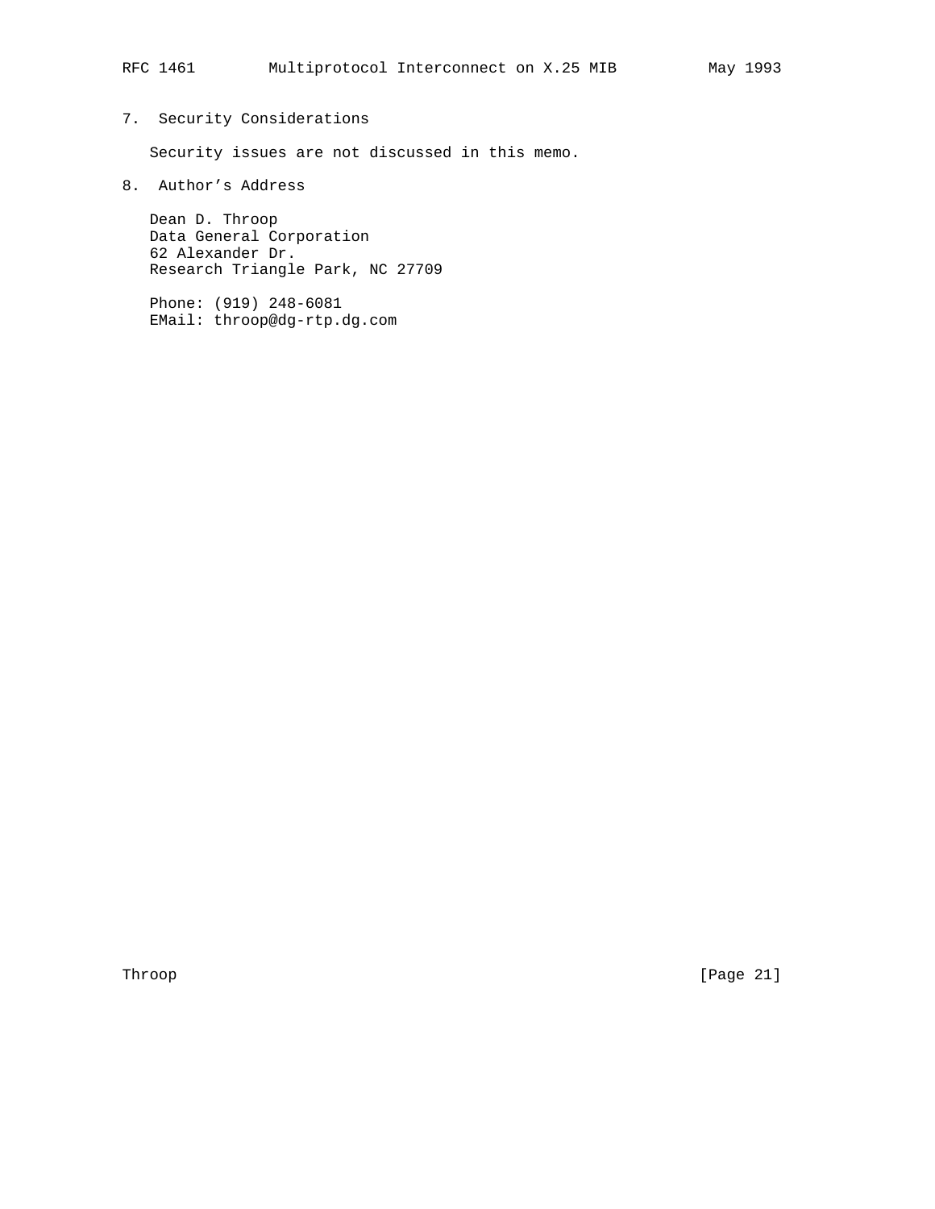## 7. Security Considerations

Security issues are not discussed in this memo.

## 8. Author's Address

Dean D. Throop
Data General Corporation
62 Alexander Dr.
Research Triangle Park, NC 27709

Phone: (919) 248-6081
EMail: throop@dg-rtp.dg.com